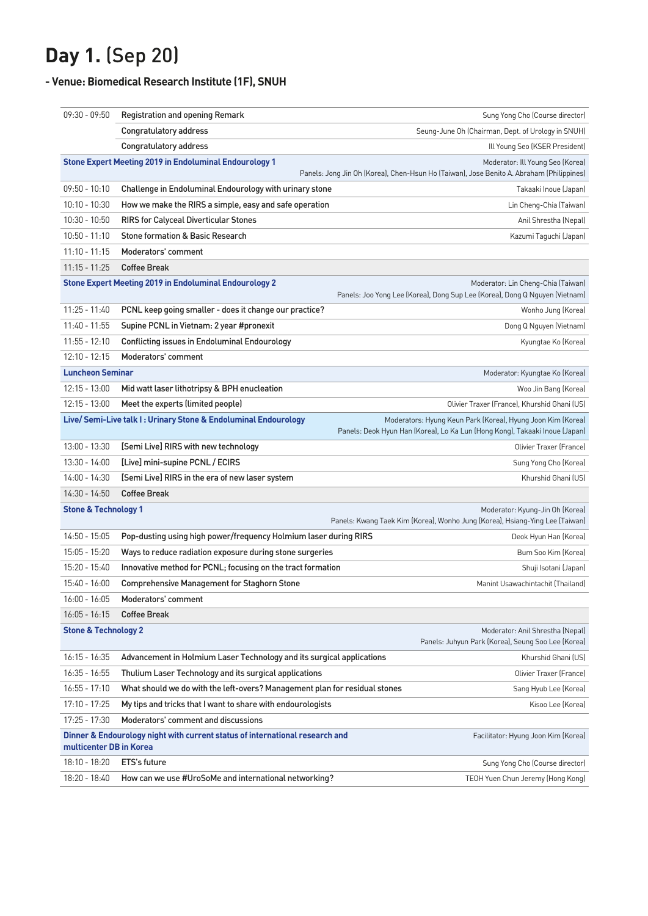# Day 1. (Sep 20)

## - Venue: Biomedical Research Institute (1F), SNUH

| | | |
|---|---|---|
| 09:30 - 09:50 | Registration and opening Remark | Sung Yong Cho (Course director) |
| | Congratulatory address | Seung-June Oh (Chairman, Dept. of Urology in SNUH) |
| | Congratulatory address | Ill Young Seo (KSER President) |
| **Stone Expert Meeting 2019 in Endoluminal Endourology 1** | | Moderator: Ill Young Seo (Korea)<br>Panels: Jong Jin Oh (Korea), Chen-Hsun Ho (Taiwan), Jose Benito A. Abraham (Philippines) |
| 09:50 - 10:10 | Challenge in Endoluminal Endourology with urinary stone | Takaaki Inoue (Japan) |
| 10:10 - 10:30 | How we make the RIRS a simple, easy and safe operation | Lin Cheng-Chia (Taiwan) |
| 10:30 - 10:50 | RIRS for Calyceal Diverticular Stones | Anil Shrestha (Nepal) |
| 10:50 - 11:10 | Stone formation & Basic Research | Kazumi Taguchi (Japan) |
| 11:10 - 11:15 | Moderators' comment | |
| 11:15 - 11:25 | Coffee Break | |
| **Stone Expert Meeting 2019 in Endoluminal Endourology 2** | | Moderator: Lin Cheng-Chia (Taiwan)<br>Panels: Joo Yong Lee (Korea), Dong Sup Lee (Korea), Dong Q Nguyen (Vietnam) |
| 11:25 - 11:40 | PCNL keep going smaller - does it change our practice? | Wonho Jung (Korea) |
| 11:40 - 11:55 | Supine PCNL in Vietnam: 2 year #pronexit | Dong Q Nguyen (Vietnam) |
| 11:55 - 12:10 | Conflicting issues in Endoluminal Endourology | Kyungtae Ko (Korea) |
| 12:10 - 12:15 | Moderators' comment | |
| **Luncheon Seminar** | | Moderator: Kyungtae Ko (Korea) |
| 12:15 - 13:00 | Mid watt laser lithotripsy & BPH enucleation | Woo Jin Bang (Korea) |
| 12:15 - 13:00 | Meet the experts (limited people) | Olivier Traxer (France), Khurshid Ghani (US) |
| **Live/ Semi-Live talk I : Urinary Stone & Endoluminal Endourology** | | Moderators: Hyung Keun Park (Korea), Hyung Joon Kim (Korea)<br>Panels: Deok Hyun Han (Korea), Lo Ka Lun (Hong Kong), Takaaki Inoue (Japan) |
| 13:00 - 13:30 | [Semi Live] RIRS with new technology | Olivier Traxer (France) |
| 13:30 - 14:00 | [Live] mini-supine PCNL / ECIRS | Sung Yong Cho (Korea) |
| 14:00 - 14:30 | [Semi Live] RIRS in the era of new laser system | Khurshid Ghani (US) |
| 14:30 - 14:50 | Coffee Break | |
| **Stone & Technology 1** | | Moderator: Kyung-Jin Oh (Korea)<br>Panels: Kwang Taek Kim (Korea), Wonho Jung (Korea), Hsiang-Ying Lee (Taiwan) |
| 14:50 - 15:05 | Pop-dusting using high power/frequency Holmium laser during RIRS | Deok Hyun Han (Korea) |
| 15:05 - 15:20 | Ways to reduce radiation exposure during stone surgeries | Bum Soo Kim (Korea) |
| 15:20 - 15:40 | Innovative method for PCNL; focusing on the tract formation | Shuji Isotani (Japan) |
| 15:40 - 16:00 | Comprehensive Management for Staghorn Stone | Manint Usawachintachit (Thailand) |
| 16:00 - 16:05 | Moderators' comment | |
| 16:05 - 16:15 | Coffee Break | |
| **Stone & Technology 2** | | Moderator: Anil Shrestha (Nepal)<br>Panels: Juhyun Park (Korea), Seung Soo Lee (Korea) |
| 16:15 - 16:35 | Advancement in Holmium Laser Technology and its surgical applications | Khurshid Ghani (US) |
| 16:35 - 16:55 | Thulium Laser Technology and its surgical applications | Olivier Traxer (France) |
| 16:55 - 17:10 | What should we do with the left-overs? Management plan for residual stones | Sang Hyub Lee (Korea) |
| 17:10 - 17:25 | My tips and tricks that I want to share with endourologists | Kisoo Lee (Korea) |
| 17:25 - 17:30 | Moderators' comment and discussions | |
| **Dinner & Endourology night with current status of international research and multicenter DB in Korea** | | Facilitator: Hyung Joon Kim (Korea) |
| 18:10 - 18:20 | ETS's future | Sung Yong Cho (Course director) |
| 18:20 - 18:40 | How can we use #UroSoMe and international networking? | TEOH Yuen Chun Jeremy (Hong Kong) |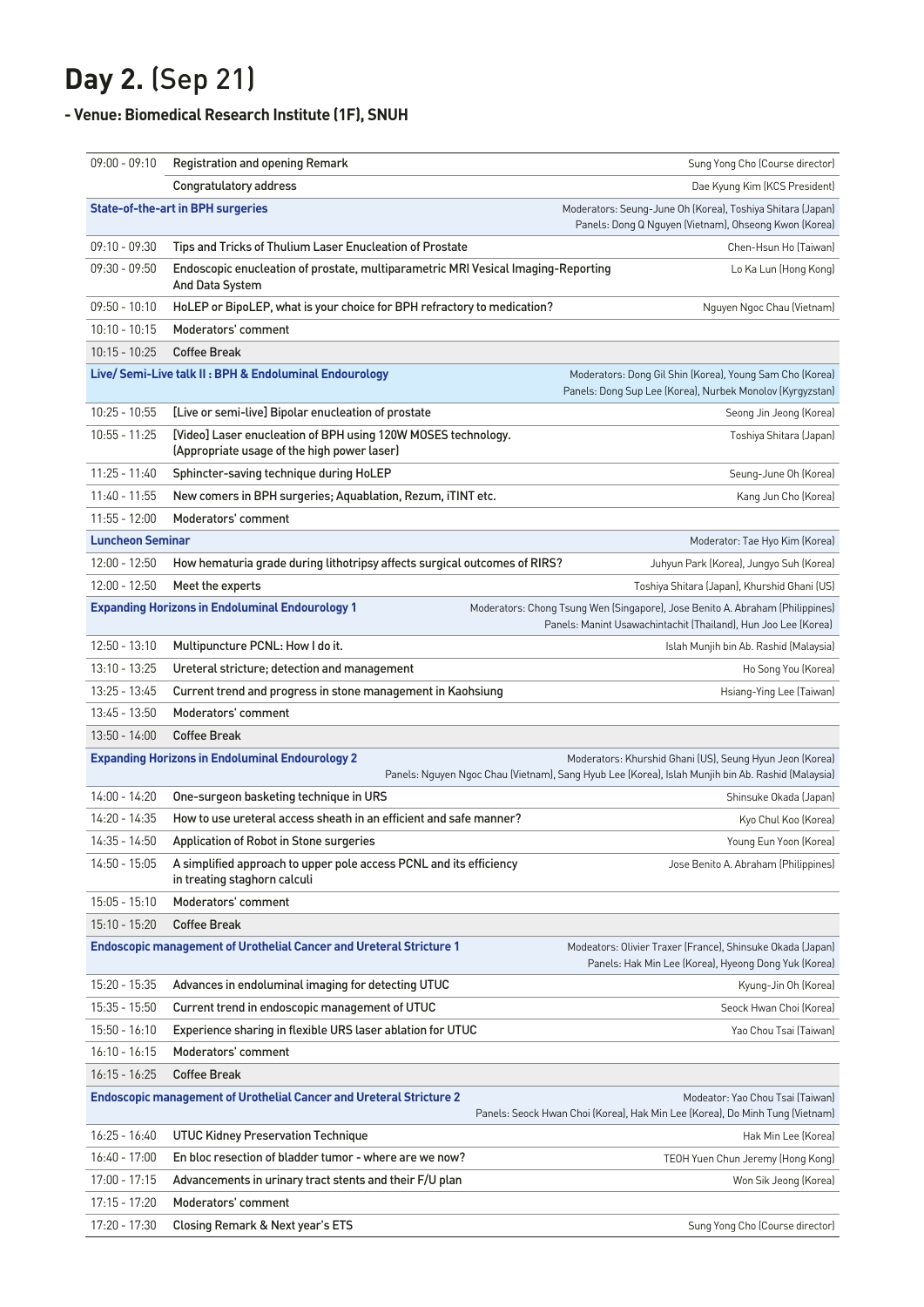# Day 2. (Sep 21)

## - Venue: Biomedical Research Institute (1F), SNUH

| | | |
|---|---|---|
| 09:00 - 09:10 | Registration and opening Remark | Sung Yong Cho (Course director) |
| | Congratulatory address | Dae Kyung Kim (KCS President) |
| **State-of-the-art in BPH surgeries** | | Moderators: Seung-June Oh (Korea), Toshiya Shitara (Japan)<br>Panels: Dong Q Nguyen (Vietnam), Ohseong Kwon (Korea) |
| 09:10 - 09:30 | Tips and Tricks of Thulium Laser Enucleation of Prostate | Chen-Hsun Ho (Taiwan) |
| 09:30 - 09:50 | Endoscopic enucleation of prostate, multiparametric MRI Vesical Imaging-Reporting And Data System | Lo Ka Lun (Hong Kong) |
| 09:50 - 10:10 | HoLEP or BipoLEP, what is your choice for BPH refractory to medication? | Nguyen Ngoc Chau (Vietnam) |
| 10:10 - 10:15 | Moderators' comment | |
| 10:15 - 10:25 | Coffee Break | |
| **Live/ Semi-Live talk II : BPH & Endoluminal Endourology** | | Moderators: Dong Gil Shin (Korea), Young Sam Cho (Korea)<br>Panels: Dong Sup Lee (Korea), Nurbek Monolov (Kyrgyzstan) |
| 10:25 - 10:55 | [Live or semi-live] Bipolar enucleation of prostate | Seong Jin Jeong (Korea) |
| 10:55 - 11:25 | [Video] Laser enucleation of BPH using 120W MOSES technology. (Appropriate usage of the high power laser) | Toshiya Shitara (Japan) |
| 11:25 - 11:40 | Sphincter-saving technique during HoLEP | Seung-June Oh (Korea) |
| 11:40 - 11:55 | New comers in BPH surgeries; Aquablation, Rezum, iTINT etc. | Kang Jun Cho (Korea) |
| 11:55 - 12:00 | Moderators' comment | |
| **Luncheon Seminar** | | Moderator: Tae Hyo Kim (Korea) |
| 12:00 - 12:50 | How hematuria grade during lithotripsy affects surgical outcomes of RIRS? | Juhyun Park (Korea), Jungyo Suh (Korea) |
| 12:00 - 12:50 | Meet the experts | Toshiya Shitara (Japan), Khurshid Ghani (US) |
| **Expanding Horizons in Endoluminal Endourology 1** | | Moderators: Chong Tsung Wen (Singapore), Jose Benito A. Abraham (Philippines)<br>Panels: Manint Usawachintachit (Thailand), Hun Joo Lee (Korea) |
| 12:50 - 13:10 | Multipuncture PCNL: How I do it. | Islah Munjih bin Ab. Rashid (Malaysia) |
| 13:10 - 13:25 | Ureteral stricture; detection and management | Ho Song You (Korea) |
| 13:25 - 13:45 | Current trend and progress in stone management in Kaohsiung | Hsiang-Ying Lee (Taiwan) |
| 13:45 - 13:50 | Moderators' comment | |
| 13:50 - 14:00 | Coffee Break | |
| **Expanding Horizons in Endoluminal Endourology 2** | | Moderators: Khurshid Ghani (US), Seung Hyun Jeon (Korea)<br>Panels: Nguyen Ngoc Chau (Vietnam), Sang Hyub Lee (Korea), Islah Munjih bin Ab. Rashid (Malaysia) |
| 14:00 - 14:20 | One-surgeon basketing technique in URS | Shinsuke Okada (Japan) |
| 14:20 - 14:35 | How to use ureteral access sheath in an efficient and safe manner? | Kyo Chul Koo (Korea) |
| 14:35 - 14:50 | Application of Robot in Stone surgeries | Young Eun Yoon (Korea) |
| 14:50 - 15:05 | A simplified approach to upper pole access PCNL and its efficiency in treating staghorn calculi | Jose Benito A. Abraham (Philippines) |
| 15:05 - 15:10 | Moderators' comment | |
| 15:10 - 15:20 | Coffee Break | |
| **Endoscopic management of Urothelial Cancer and Ureteral Stricture 1** | | Modeators: Olivier Traxer (France), Shinsuke Okada (Japan)<br>Panels: Hak Min Lee (Korea), Hyeong Dong Yuk (Korea) |
| 15:20 - 15:35 | Advances in endoluminal imaging for detecting UTUC | Kyung-Jin Oh (Korea) |
| 15:35 - 15:50 | Current trend in endoscopic management of UTUC | Seock Hwan Choi (Korea) |
| 15:50 - 16:10 | Experience sharing in flexible URS laser ablation for UTUC | Yao Chou Tsai (Taiwan) |
| 16:10 - 16:15 | Moderators' comment | |
| 16:15 - 16:25 | Coffee Break | |
| **Endoscopic management of Urothelial Cancer and Ureteral Stricture 2** | | Modeator: Yao Chou Tsai (Taiwan)<br>Panels: Seock Hwan Choi (Korea), Hak Min Lee (Korea), Do Minh Tung (Vietnam) |
| 16:25 - 16:40 | UTUC Kidney Preservation Technique | Hak Min Lee (Korea) |
| 16:40 - 17:00 | En bloc resection of bladder tumor - where are we now? | TEOH Yuen Chun Jeremy (Hong Kong) |
| 17:00 - 17:15 | Advancements in urinary tract stents and their F/U plan | Won Sik Jeong (Korea) |
| 17:15 - 17:20 | Moderators' comment | |
| 17:20 - 17:30 | Closing Remark & Next year's ETS | Sung Yong Cho (Course director) |